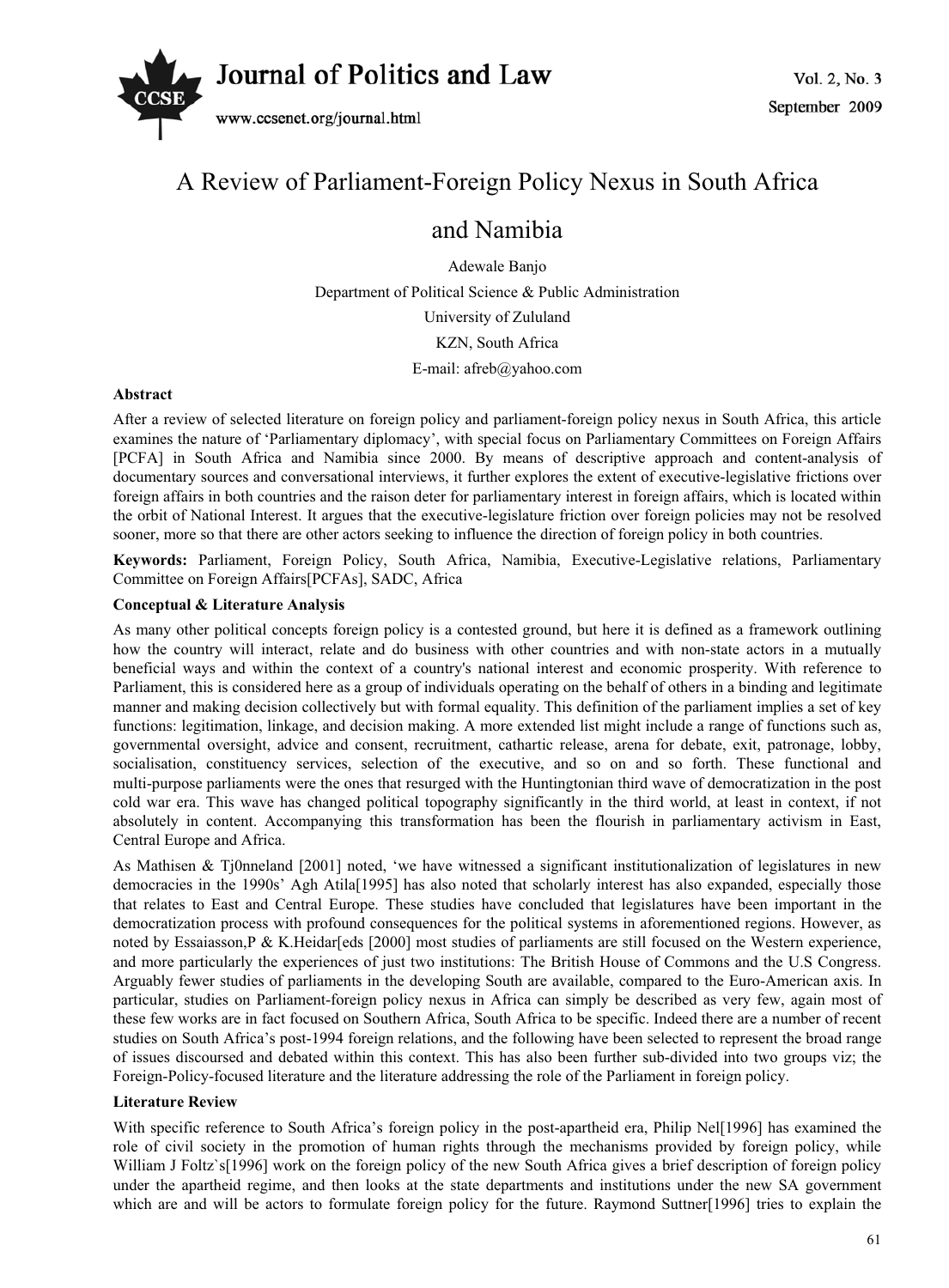# A Review of Parliament-Foreign Policy Nexus in South Africa and Namibia

Adewale Banjo

Department of Political Science & Public Administration

University of Zululand

KZN, South Africa

E-mail: afreb@yahoo.com

**Abstract**

After a review of selected literature on foreign policy and parliament-foreign policy nexus in South Africa, this article examines the nature of 'Parliamentary diplomacy', with special focus on Parliamentary Committees on Foreign Affairs [PCFA] in South Africa and Namibia since 2000. By means of descriptive approach and content-analysis of documentary sources and conversational interviews, it further explores the extent of executive-legislative frictions over foreign affairs in both countries and the raison deter for parliamentary interest in foreign affairs, which is located within the orbit of National Interest. It argues that the executive-legislature friction over foreign policies may not be resolved sooner, more so that there are other actors seeking to influence the direction of foreign policy in both countries.

**Keywords:** Parliament, Foreign Policy, South Africa, Namibia, Executive-Legislative relations, Parliamentary Committee on Foreign Affairs[PCFAs], SADC, Africa

**Conceptual & Literature Analysis**

As many other political concepts foreign policy is a contested ground, but here it is defined as a framework outlining how the country will interact, relate and do business with other countries and with non-state actors in a mutually beneficial ways and within the context of a country's national interest and economic prosperity. With reference to Parliament, this is considered here as a group of individuals operating on the behalf of others in a binding and legitimate manner and making decision collectively but with formal equality. This definition of the parliament implies a set of key functions: legitimation, linkage, and decision making. A more extended list might include a range of functions such as, governmental oversight, advice and consent, recruitment, cathartic release, arena for debate, exit, patronage, lobby, socialisation, constituency services, selection of the executive, and so on and so forth. These functional and multi-purpose parliaments were the ones that resurged with the Huntingtonian third wave of democratization in the post cold war era. This wave has changed political topography significantly in the third world, at least in context, if not absolutely in content. Accompanying this transformation has been the flourish in parliamentary activism in East, Central Europe and Africa.

As Mathisen & Tj0nneland [2001] noted, 'we have witnessed a significant institutionalization of legislatures in new democracies in the 1990s' Agh Atila[1995] has also noted that scholarly interest has also expanded, especially those that relates to East and Central Europe. These studies have concluded that legislatures have been important in the democratization process with profound consequences for the political systems in aforementioned regions. However, as noted by Essaiasson,P & K.Heidar[eds [2000] most studies of parliaments are still focused on the Western experience, and more particularly the experiences of just two institutions: The British House of Commons and the U.S Congress. Arguably fewer studies of parliaments in the developing South are available, compared to the Euro-American axis. In particular, studies on Parliament-foreign policy nexus in Africa can simply be described as very few, again most of these few works are in fact focused on Southern Africa, South Africa to be specific. Indeed there are a number of recent studies on South Africa's post-1994 foreign relations, and the following have been selected to represent the broad range of issues discoursed and debated within this context. This has also been further sub-divided into two groups viz; the Foreign-Policy-focused literature and the literature addressing the role of the Parliament in foreign policy.

**Literature Review**

With specific reference to South Africa's foreign policy in the post-apartheid era, Philip Nel[1996] has examined the role of civil society in the promotion of human rights through the mechanisms provided by foreign policy, while William J Foltz`s[1996] work on the foreign policy of the new South Africa gives a brief description of foreign policy under the apartheid regime, and then looks at the state departments and institutions under the new SA government which are and will be actors to formulate foreign policy for the future. Raymond Suttner[1996] tries to explain the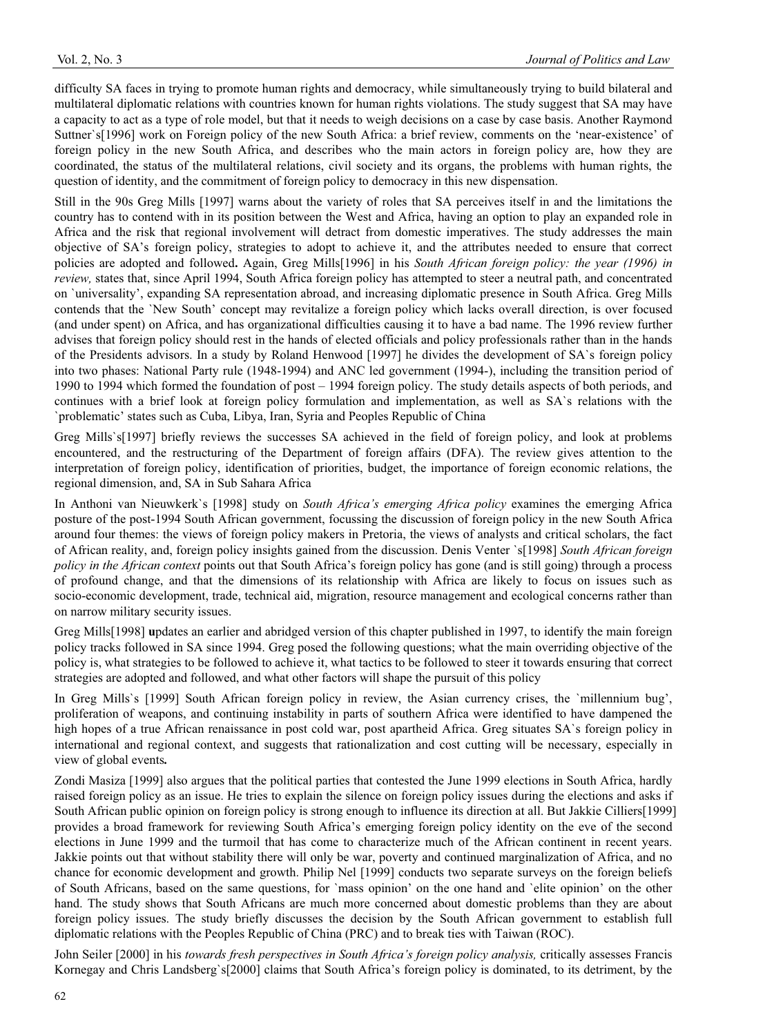difficulty SA faces in trying to promote human rights and democracy, while simultaneously trying to build bilateral and multilateral diplomatic relations with countries known for human rights violations. The study suggest that SA may have a capacity to act as a type of role model, but that it needs to weigh decisions on a case by case basis. Another Raymond Suttner`s[1996] work on Foreign policy of the new South Africa: a brief review, comments on the 'near-existence' of foreign policy in the new South Africa, and describes who the main actors in foreign policy are, how they are coordinated, the status of the multilateral relations, civil society and its organs, the problems with human rights, the question of identity, and the commitment of foreign policy to democracy in this new dispensation.

Still in the 90s Greg Mills [1997] warns about the variety of roles that SA perceives itself in and the limitations the country has to contend with in its position between the West and Africa, having an option to play an expanded role in Africa and the risk that regional involvement will detract from domestic imperatives. The study addresses the main objective of SA's foreign policy, strategies to adopt to achieve it, and the attributes needed to ensure that correct policies are adopted and followed**.** Again, Greg Mills[1996] in his *South African foreign policy: the year (1996) in review,* states that, since April 1994, South Africa foreign policy has attempted to steer a neutral path, and concentrated on `universality', expanding SA representation abroad, and increasing diplomatic presence in South Africa. Greg Mills contends that the `New South' concept may revitalize a foreign policy which lacks overall direction, is over focused (and under spent) on Africa, and has organizational difficulties causing it to have a bad name. The 1996 review further advises that foreign policy should rest in the hands of elected officials and policy professionals rather than in the hands of the Presidents advisors. In a study by Roland Henwood [1997] he divides the development of SA`s foreign policy into two phases: National Party rule (1948-1994) and ANC led government (1994-), including the transition period of 1990 to 1994 which formed the foundation of post – 1994 foreign policy. The study details aspects of both periods, and continues with a brief look at foreign policy formulation and implementation, as well as SA`s relations with the `problematic' states such as Cuba, Libya, Iran, Syria and Peoples Republic of China

Greg Mills`s[1997] briefly reviews the successes SA achieved in the field of foreign policy, and look at problems encountered, and the restructuring of the Department of foreign affairs (DFA). The review gives attention to the interpretation of foreign policy, identification of priorities, budget, the importance of foreign economic relations, the regional dimension, and, SA in Sub Sahara Africa

In Anthoni van Nieuwkerk`s [1998] study on *South Africa's emerging Africa policy* examines the emerging Africa posture of the post-1994 South African government, focussing the discussion of foreign policy in the new South Africa around four themes: the views of foreign policy makers in Pretoria, the views of analysts and critical scholars, the fact of African reality, and, foreign policy insights gained from the discussion. Denis Venter `s[1998] *South African foreign policy in the African context* points out that South Africa's foreign policy has gone (and is still going) through a process of profound change, and that the dimensions of its relationship with Africa are likely to focus on issues such as socio-economic development, trade, technical aid, migration, resource management and ecological concerns rather than on narrow military security issues.

Greg Mills[1998] **u**pdates an earlier and abridged version of this chapter published in 1997, to identify the main foreign policy tracks followed in SA since 1994. Greg posed the following questions; what the main overriding objective of the policy is, what strategies to be followed to achieve it, what tactics to be followed to steer it towards ensuring that correct strategies are adopted and followed, and what other factors will shape the pursuit of this policy

In Greg Mills`s [1999] South African foreign policy in review, the Asian currency crises, the `millennium bug', proliferation of weapons, and continuing instability in parts of southern Africa were identified to have dampened the high hopes of a true African renaissance in post cold war, post apartheid Africa. Greg situates SA`s foreign policy in international and regional context, and suggests that rationalization and cost cutting will be necessary, especially in view of global events*.*

Zondi Masiza [1999] also argues that the political parties that contested the June 1999 elections in South Africa, hardly raised foreign policy as an issue. He tries to explain the silence on foreign policy issues during the elections and asks if South African public opinion on foreign policy is strong enough to influence its direction at all. But Jakkie Cilliers[1999] provides a broad framework for reviewing South Africa's emerging foreign policy identity on the eve of the second elections in June 1999 and the turmoil that has come to characterize much of the African continent in recent years. Jakkie points out that without stability there will only be war, poverty and continued marginalization of Africa, and no chance for economic development and growth. Philip Nel [1999] conducts two separate surveys on the foreign beliefs of South Africans, based on the same questions, for `mass opinion' on the one hand and `elite opinion' on the other hand. The study shows that South Africans are much more concerned about domestic problems than they are about foreign policy issues. The study briefly discusses the decision by the South African government to establish full diplomatic relations with the Peoples Republic of China (PRC) and to break ties with Taiwan (ROC).

John Seiler [2000] in his *towards fresh perspectives in South Africa's foreign policy analysis,* critically assesses Francis Kornegay and Chris Landsberg`s[2000] claims that South Africa's foreign policy is dominated, to its detriment, by the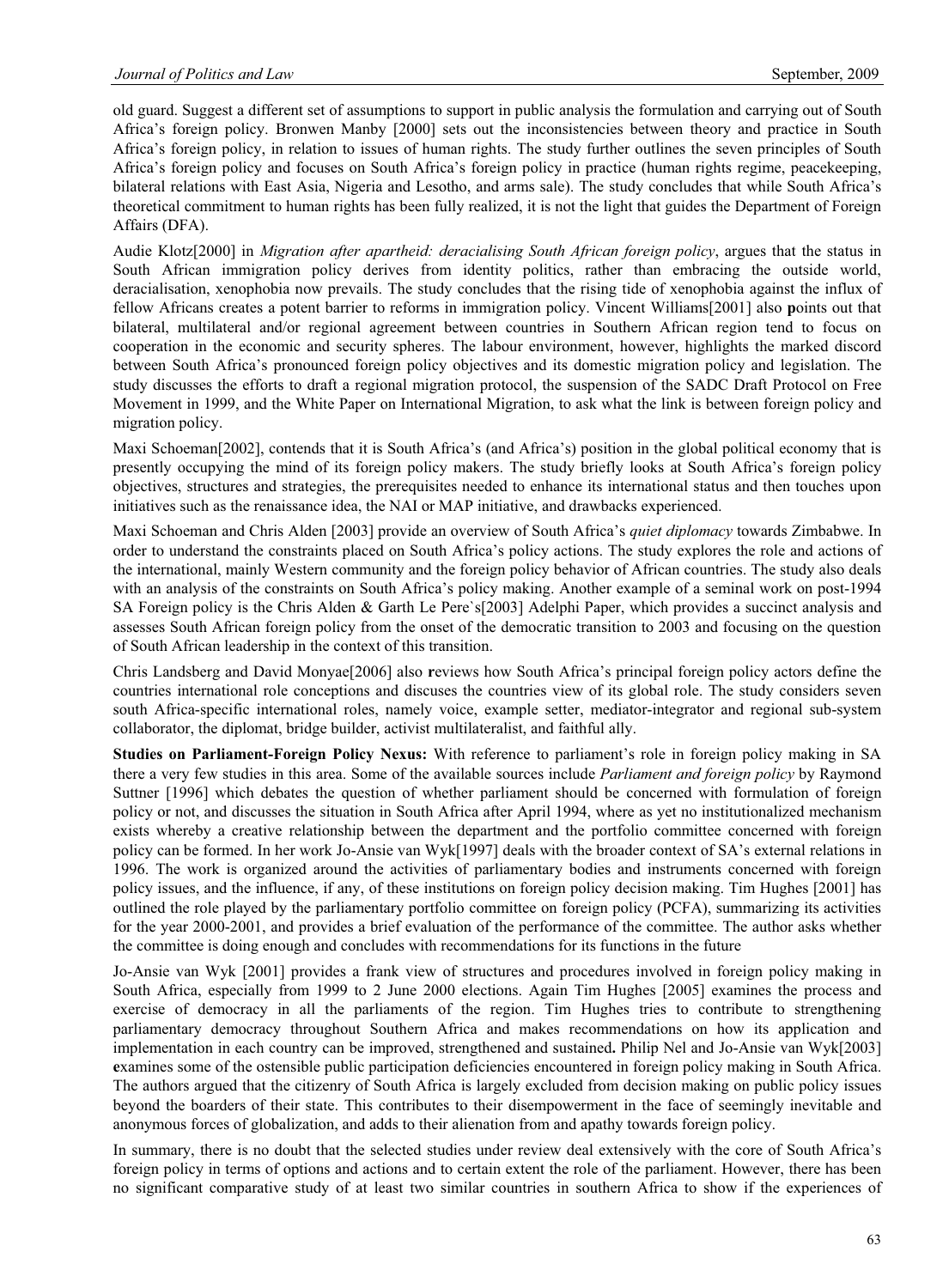old guard. Suggest a different set of assumptions to support in public analysis the formulation and carrying out of South Africa's foreign policy. Bronwen Manby [2000] sets out the inconsistencies between theory and practice in South Africa's foreign policy, in relation to issues of human rights. The study further outlines the seven principles of South Africa's foreign policy and focuses on South Africa's foreign policy in practice (human rights regime, peacekeeping, bilateral relations with East Asia, Nigeria and Lesotho, and arms sale). The study concludes that while South Africa's theoretical commitment to human rights has been fully realized, it is not the light that guides the Department of Foreign Affairs (DFA).

Audie Klotz[2000] in *Migration after apartheid: deracialising South African foreign policy*, argues that the status in South African immigration policy derives from identity politics, rather than embracing the outside world, deracialisation, xenophobia now prevails. The study concludes that the rising tide of xenophobia against the influx of fellow Africans creates a potent barrier to reforms in immigration policy. Vincent Williams[2001] also **p**oints out that bilateral, multilateral and/or regional agreement between countries in Southern African region tend to focus on cooperation in the economic and security spheres. The labour environment, however, highlights the marked discord between South Africa's pronounced foreign policy objectives and its domestic migration policy and legislation. The study discusses the efforts to draft a regional migration protocol, the suspension of the SADC Draft Protocol on Free Movement in 1999, and the White Paper on International Migration, to ask what the link is between foreign policy and migration policy.

Maxi Schoeman[2002], contends that it is South Africa's (and Africa's) position in the global political economy that is presently occupying the mind of its foreign policy makers. The study briefly looks at South Africa's foreign policy objectives, structures and strategies, the prerequisites needed to enhance its international status and then touches upon initiatives such as the renaissance idea, the NAI or MAP initiative, and drawbacks experienced.

Maxi Schoeman and Chris Alden [2003] provide an overview of South Africa's *quiet diplomacy* towards Zimbabwe. In order to understand the constraints placed on South Africa's policy actions. The study explores the role and actions of the international, mainly Western community and the foreign policy behavior of African countries. The study also deals with an analysis of the constraints on South Africa's policy making. Another example of a seminal work on post-1994 SA Foreign policy is the Chris Alden & Garth Le Pere`s[2003] Adelphi Paper, which provides a succinct analysis and assesses South African foreign policy from the onset of the democratic transition to 2003 and focusing on the question of South African leadership in the context of this transition.

Chris Landsberg and David Monyae[2006] also **r**eviews how South Africa's principal foreign policy actors define the countries international role conceptions and discuses the countries view of its global role. The study considers seven south Africa-specific international roles, namely voice, example setter, mediator-integrator and regional sub-system collaborator, the diplomat, bridge builder, activist multilateralist, and faithful ally.

**Studies on Parliament-Foreign Policy Nexus:** With reference to parliament's role in foreign policy making in SA there a very few studies in this area. Some of the available sources include *Parliament and foreign policy* by Raymond Suttner [1996] which debates the question of whether parliament should be concerned with formulation of foreign policy or not, and discusses the situation in South Africa after April 1994, where as yet no institutionalized mechanism exists whereby a creative relationship between the department and the portfolio committee concerned with foreign policy can be formed. In her work Jo-Ansie van Wyk[1997] deals with the broader context of SA's external relations in 1996. The work is organized around the activities of parliamentary bodies and instruments concerned with foreign policy issues, and the influence, if any, of these institutions on foreign policy decision making. Tim Hughes [2001] has outlined the role played by the parliamentary portfolio committee on foreign policy (PCFA), summarizing its activities for the year 2000-2001, and provides a brief evaluation of the performance of the committee. The author asks whether the committee is doing enough and concludes with recommendations for its functions in the future

Jo-Ansie van Wyk [2001] provides a frank view of structures and procedures involved in foreign policy making in South Africa, especially from 1999 to 2 June 2000 elections. Again Tim Hughes [2005] examines the process and exercise of democracy in all the parliaments of the region. Tim Hughes tries to contribute to strengthening parliamentary democracy throughout Southern Africa and makes recommendations on how its application and implementation in each country can be improved, strengthened and sustained**.** Philip Nel and Jo-Ansie van Wyk[2003] **e**xamines some of the ostensible public participation deficiencies encountered in foreign policy making in South Africa. The authors argued that the citizenry of South Africa is largely excluded from decision making on public policy issues beyond the boarders of their state. This contributes to their disempowerment in the face of seemingly inevitable and anonymous forces of globalization, and adds to their alienation from and apathy towards foreign policy.

In summary, there is no doubt that the selected studies under review deal extensively with the core of South Africa's foreign policy in terms of options and actions and to certain extent the role of the parliament. However, there has been no significant comparative study of at least two similar countries in southern Africa to show if the experiences of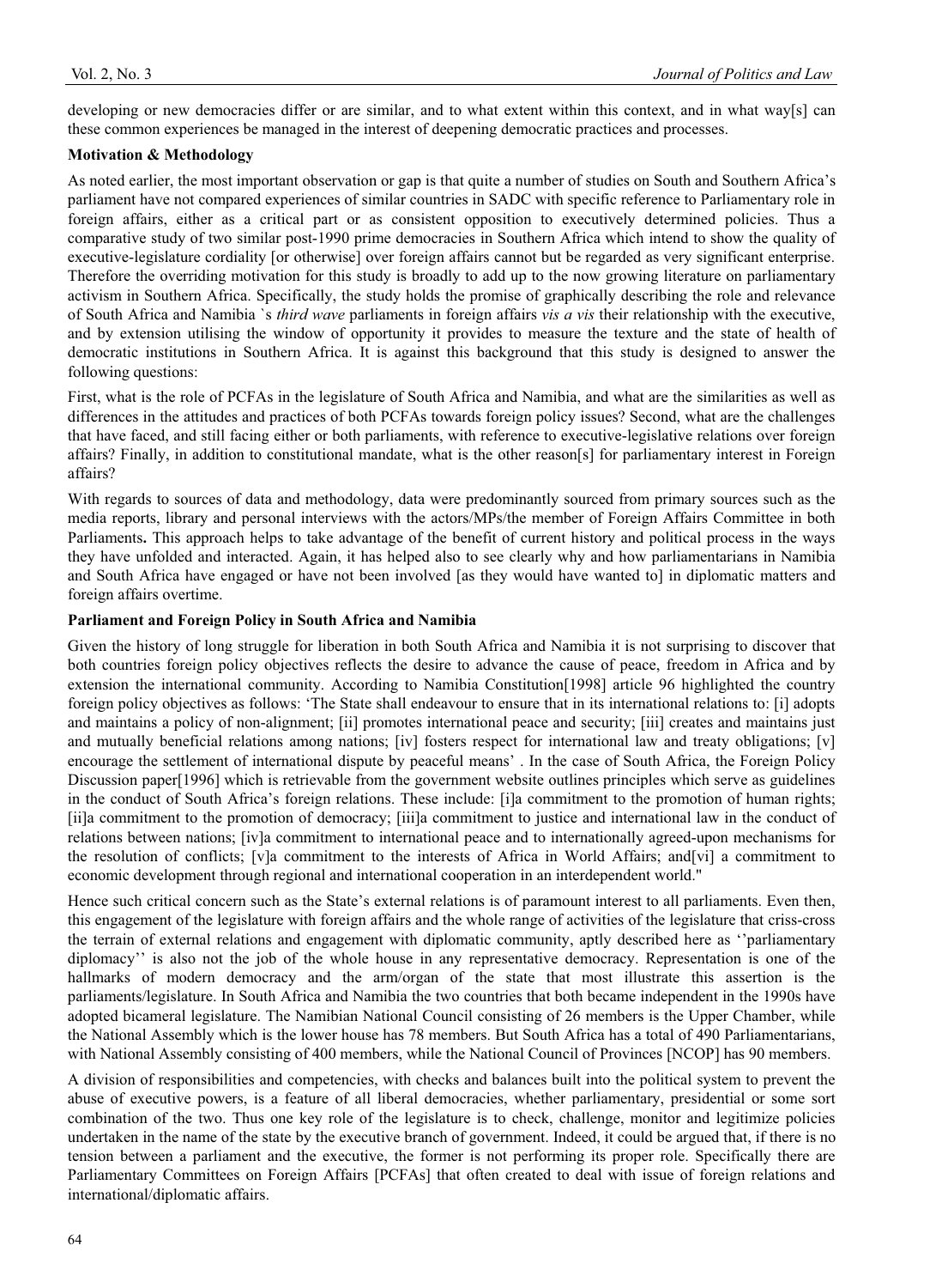developing or new democracies differ or are similar, and to what extent within this context, and in what way[s] can these common experiences be managed in the interest of deepening democratic practices and processes.

**Motivation & Methodology**

As noted earlier, the most important observation or gap is that quite a number of studies on South and Southern Africa's parliament have not compared experiences of similar countries in SADC with specific reference to Parliamentary role in foreign affairs, either as a critical part or as consistent opposition to executively determined policies. Thus a comparative study of two similar post-1990 prime democracies in Southern Africa which intend to show the quality of executive-legislature cordiality [or otherwise] over foreign affairs cannot but be regarded as very significant enterprise. Therefore the overriding motivation for this study is broadly to add up to the now growing literature on parliamentary activism in Southern Africa. Specifically, the study holds the promise of graphically describing the role and relevance of South Africa and Namibia `s *third wave* parliaments in foreign affairs *vis a vis* their relationship with the executive, and by extension utilising the window of opportunity it provides to measure the texture and the state of health of democratic institutions in Southern Africa. It is against this background that this study is designed to answer the following questions:

First, what is the role of PCFAs in the legislature of South Africa and Namibia, and what are the similarities as well as differences in the attitudes and practices of both PCFAs towards foreign policy issues? Second, what are the challenges that have faced, and still facing either or both parliaments, with reference to executive-legislative relations over foreign affairs? Finally, in addition to constitutional mandate, what is the other reason[s] for parliamentary interest in Foreign affairs?

With regards to sources of data and methodology, data were predominantly sourced from primary sources such as the media reports, library and personal interviews with the actors/MPs/the member of Foreign Affairs Committee in both Parliaments**.** This approach helps to take advantage of the benefit of current history and political process in the ways they have unfolded and interacted. Again, it has helped also to see clearly why and how parliamentarians in Namibia and South Africa have engaged or have not been involved [as they would have wanted to] in diplomatic matters and foreign affairs overtime.

**Parliament and Foreign Policy in South Africa and Namibia**

Given the history of long struggle for liberation in both South Africa and Namibia it is not surprising to discover that both countries foreign policy objectives reflects the desire to advance the cause of peace, freedom in Africa and by extension the international community. According to Namibia Constitution[1998] article 96 highlighted the country foreign policy objectives as follows: 'The State shall endeavour to ensure that in its international relations to: [i] adopts and maintains a policy of non-alignment; [ii] promotes international peace and security; [iii] creates and maintains just and mutually beneficial relations among nations; [iv] fosters respect for international law and treaty obligations; [v] encourage the settlement of international dispute by peaceful means' . In the case of South Africa, the Foreign Policy Discussion paper[1996] which is retrievable from the government website outlines principles which serve as guidelines in the conduct of South Africa's foreign relations. These include: [i]a commitment to the promotion of human rights; [ii]a commitment to the promotion of democracy; [iii]a commitment to justice and international law in the conduct of relations between nations; [iv]a commitment to international peace and to internationally agreed-upon mechanisms for the resolution of conflicts; [v]a commitment to the interests of Africa in World Affairs; and[vi] a commitment to economic development through regional and international cooperation in an interdependent world."

Hence such critical concern such as the State's external relations is of paramount interest to all parliaments. Even then, this engagement of the legislature with foreign affairs and the whole range of activities of the legislature that criss-cross the terrain of external relations and engagement with diplomatic community, aptly described here as ''parliamentary diplomacy'' is also not the job of the whole house in any representative democracy. Representation is one of the hallmarks of modern democracy and the arm/organ of the state that most illustrate this assertion is the parliaments/legislature. In South Africa and Namibia the two countries that both became independent in the 1990s have adopted bicameral legislature. The Namibian National Council consisting of 26 members is the Upper Chamber, while the National Assembly which is the lower house has 78 members. But South Africa has a total of 490 Parliamentarians, with National Assembly consisting of 400 members, while the National Council of Provinces [NCOP] has 90 members.

A division of responsibilities and competencies, with checks and balances built into the political system to prevent the abuse of executive powers, is a feature of all liberal democracies, whether parliamentary, presidential or some sort combination of the two. Thus one key role of the legislature is to check, challenge, monitor and legitimize policies undertaken in the name of the state by the executive branch of government. Indeed, it could be argued that, if there is no tension between a parliament and the executive, the former is not performing its proper role. Specifically there are Parliamentary Committees on Foreign Affairs [PCFAs] that often created to deal with issue of foreign relations and international/diplomatic affairs.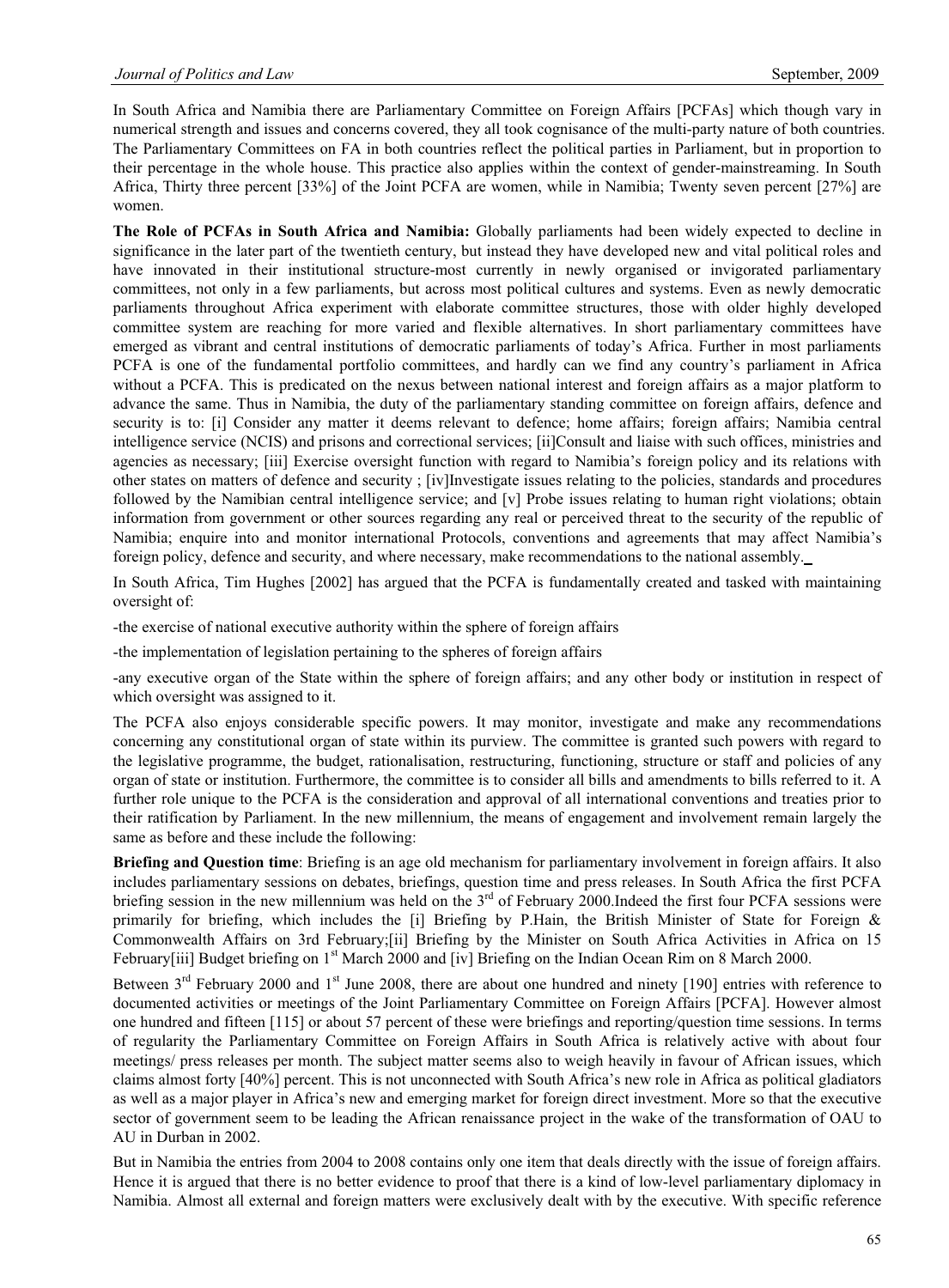In South Africa and Namibia there are Parliamentary Committee on Foreign Affairs [PCFAs] which though vary in numerical strength and issues and concerns covered, they all took cognisance of the multi-party nature of both countries. The Parliamentary Committees on FA in both countries reflect the political parties in Parliament, but in proportion to their percentage in the whole house. This practice also applies within the context of gender-mainstreaming. In South Africa, Thirty three percent [33%] of the Joint PCFA are women, while in Namibia; Twenty seven percent [27%] are women.

**The Role of PCFAs in South Africa and Namibia:** Globally parliaments had been widely expected to decline in significance in the later part of the twentieth century, but instead they have developed new and vital political roles and have innovated in their institutional structure-most currently in newly organised or invigorated parliamentary committees, not only in a few parliaments, but across most political cultures and systems. Even as newly democratic parliaments throughout Africa experiment with elaborate committee structures, those with older highly developed committee system are reaching for more varied and flexible alternatives. In short parliamentary committees have emerged as vibrant and central institutions of democratic parliaments of today's Africa. Further in most parliaments PCFA is one of the fundamental portfolio committees, and hardly can we find any country's parliament in Africa without a PCFA. This is predicated on the nexus between national interest and foreign affairs as a major platform to advance the same. Thus in Namibia, the duty of the parliamentary standing committee on foreign affairs, defence and security is to: [i] Consider any matter it deems relevant to defence; home affairs; foreign affairs; Namibia central intelligence service (NCIS) and prisons and correctional services; [ii]Consult and liaise with such offices, ministries and agencies as necessary; [iii] Exercise oversight function with regard to Namibia's foreign policy and its relations with other states on matters of defence and security ; [iv]Investigate issues relating to the policies, standards and procedures followed by the Namibian central intelligence service; and [v] Probe issues relating to human right violations; obtain information from government or other sources regarding any real or perceived threat to the security of the republic of Namibia; enquire into and monitor international Protocols, conventions and agreements that may affect Namibia's foreign policy, defence and security, and where necessary, make recommendations to the national assembly.

In South Africa, Tim Hughes [2002] has argued that the PCFA is fundamentally created and tasked with maintaining oversight of:

-the exercise of national executive authority within the sphere of foreign affairs

-the implementation of legislation pertaining to the spheres of foreign affairs

-any executive organ of the State within the sphere of foreign affairs; and any other body or institution in respect of which oversight was assigned to it.

The PCFA also enjoys considerable specific powers. It may monitor, investigate and make any recommendations concerning any constitutional organ of state within its purview. The committee is granted such powers with regard to the legislative programme, the budget, rationalisation, restructuring, functioning, structure or staff and policies of any organ of state or institution. Furthermore, the committee is to consider all bills and amendments to bills referred to it. A further role unique to the PCFA is the consideration and approval of all international conventions and treaties prior to their ratification by Parliament. In the new millennium, the means of engagement and involvement remain largely the same as before and these include the following:

**Briefing and Question time**: Briefing is an age old mechanism for parliamentary involvement in foreign affairs. It also includes parliamentary sessions on debates, briefings, question time and press releases. In South Africa the first PCFA briefing session in the new millennium was held on the 3rd of February 2000.Indeed the first four PCFA sessions were primarily for briefing, which includes the [i] Briefing by P.Hain, the British Minister of State for Foreign & Commonwealth Affairs on 3rd February;[ii] Briefing by the Minister on South Africa Activities in Africa on 15 February[iii] Budget briefing on 1st March 2000 and [iv] Briefing on the Indian Ocean Rim on 8 March 2000.

Between 3rd February 2000 and 1st June 2008, there are about one hundred and ninety [190] entries with reference to documented activities or meetings of the Joint Parliamentary Committee on Foreign Affairs [PCFA]. However almost one hundred and fifteen [115] or about 57 percent of these were briefings and reporting/question time sessions. In terms of regularity the Parliamentary Committee on Foreign Affairs in South Africa is relatively active with about four meetings/ press releases per month. The subject matter seems also to weigh heavily in favour of African issues, which claims almost forty [40%] percent. This is not unconnected with South Africa's new role in Africa as political gladiators as well as a major player in Africa's new and emerging market for foreign direct investment. More so that the executive sector of government seem to be leading the African renaissance project in the wake of the transformation of OAU to AU in Durban in 2002.

But in Namibia the entries from 2004 to 2008 contains only one item that deals directly with the issue of foreign affairs. Hence it is argued that there is no better evidence to proof that there is a kind of low-level parliamentary diplomacy in Namibia. Almost all external and foreign matters were exclusively dealt with by the executive. With specific reference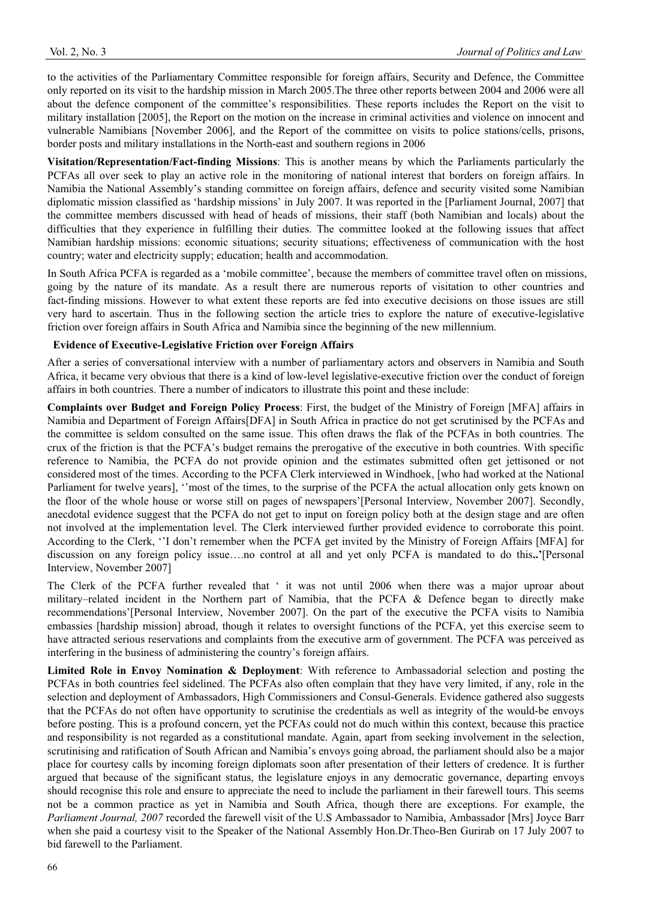to the activities of the Parliamentary Committee responsible for foreign affairs, Security and Defence, the Committee only reported on its visit to the hardship mission in March 2005.The three other reports between 2004 and 2006 were all about the defence component of the committee's responsibilities. These reports includes the Report on the visit to military installation [2005], the Report on the motion on the increase in criminal activities and violence on innocent and vulnerable Namibians [November 2006], and the Report of the committee on visits to police stations/cells, prisons, border posts and military installations in the North-east and southern regions in 2006

**Visitation/Representation/Fact-finding Missions**: This is another means by which the Parliaments particularly the PCFAs all over seek to play an active role in the monitoring of national interest that borders on foreign affairs. In Namibia the National Assembly's standing committee on foreign affairs, defence and security visited some Namibian diplomatic mission classified as 'hardship missions' in July 2007. It was reported in the [Parliament Journal, 2007] that the committee members discussed with head of heads of missions, their staff (both Namibian and locals) about the difficulties that they experience in fulfilling their duties. The committee looked at the following issues that affect Namibian hardship missions: economic situations; security situations; effectiveness of communication with the host country; water and electricity supply; education; health and accommodation.

In South Africa PCFA is regarded as a 'mobile committee', because the members of committee travel often on missions, going by the nature of its mandate. As a result there are numerous reports of visitation to other countries and fact-finding missions. However to what extent these reports are fed into executive decisions on those issues are still very hard to ascertain. Thus in the following section the article tries to explore the nature of executive-legislative friction over foreign affairs in South Africa and Namibia since the beginning of the new millennium.

**Evidence of Executive-Legislative Friction over Foreign Affairs**

After a series of conversational interview with a number of parliamentary actors and observers in Namibia and South Africa, it became very obvious that there is a kind of low-level legislative-executive friction over the conduct of foreign affairs in both countries. There a number of indicators to illustrate this point and these include:

**Complaints over Budget and Foreign Policy Process**: First, the budget of the Ministry of Foreign [MFA] affairs in Namibia and Department of Foreign Affairs[DFA] in South Africa in practice do not get scrutinised by the PCFAs and the committee is seldom consulted on the same issue. This often draws the flak of the PCFAs in both countries. The crux of the friction is that the PCFA's budget remains the prerogative of the executive in both countries. With specific reference to Namibia, the PCFA do not provide opinion and the estimates submitted often get jettisoned or not considered most of the times. According to the PCFA Clerk interviewed in Windhoek, [who had worked at the National Parliament for twelve years], ''most of the times, to the surprise of the PCFA the actual allocation only gets known on the floor of the whole house or worse still on pages of newspapers'[Personal Interview, November 2007]. Secondly, anecdotal evidence suggest that the PCFA do not get to input on foreign policy both at the design stage and are often not involved at the implementation level. The Clerk interviewed further provided evidence to corroborate this point. According to the Clerk, ''I don't remember when the PCFA get invited by the Ministry of Foreign Affairs [MFA] for discussion on any foreign policy issue….no control at all and yet only PCFA is mandated to do this**..'**[Personal Interview, November 2007]

The Clerk of the PCFA further revealed that ' it was not until 2006 when there was a major uproar about military–related incident in the Northern part of Namibia, that the PCFA & Defence began to directly make recommendations'[Personal Interview, November 2007]. On the part of the executive the PCFA visits to Namibia embassies [hardship mission] abroad, though it relates to oversight functions of the PCFA, yet this exercise seem to have attracted serious reservations and complaints from the executive arm of government. The PCFA was perceived as interfering in the business of administering the country's foreign affairs.

**Limited Role in Envoy Nomination & Deployment**: With reference to Ambassadorial selection and posting the PCFAs in both countries feel sidelined. The PCFAs also often complain that they have very limited, if any, role in the selection and deployment of Ambassadors, High Commissioners and Consul-Generals. Evidence gathered also suggests that the PCFAs do not often have opportunity to scrutinise the credentials as well as integrity of the would-be envoys before posting. This is a profound concern, yet the PCFAs could not do much within this context, because this practice and responsibility is not regarded as a constitutional mandate. Again, apart from seeking involvement in the selection, scrutinising and ratification of South African and Namibia's envoys going abroad, the parliament should also be a major place for courtesy calls by incoming foreign diplomats soon after presentation of their letters of credence. It is further argued that because of the significant status, the legislature enjoys in any democratic governance, departing envoys should recognise this role and ensure to appreciate the need to include the parliament in their farewell tours. This seems not be a common practice as yet in Namibia and South Africa, though there are exceptions. For example, the *Parliament Journal, 2007* recorded the farewell visit of the U.S Ambassador to Namibia, Ambassador [Mrs] Joyce Barr when she paid a courtesy visit to the Speaker of the National Assembly Hon.Dr.Theo-Ben Gurirab on 17 July 2007 to bid farewell to the Parliament.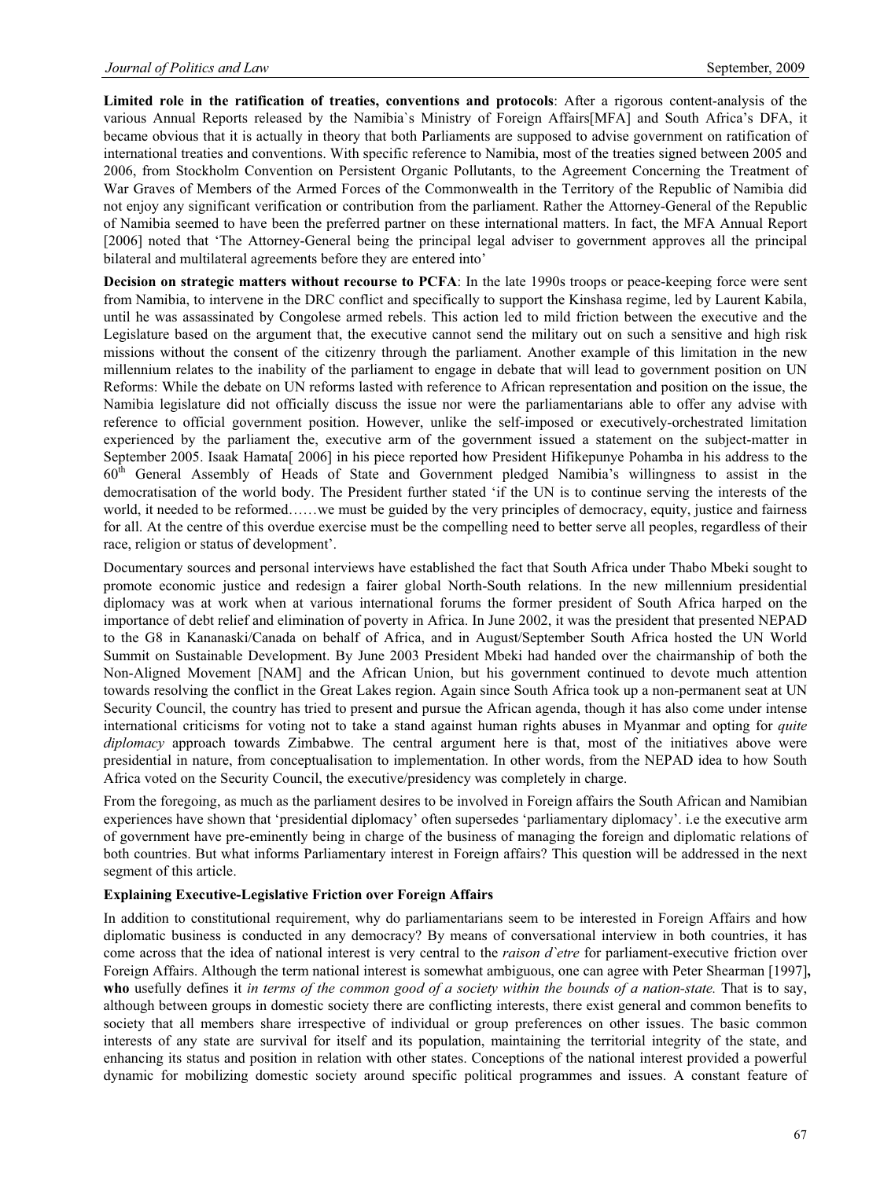**Limited role in the ratification of treaties, conventions and protocols**: After a rigorous content-analysis of the various Annual Reports released by the Namibia`s Ministry of Foreign Affairs[MFA] and South Africa's DFA, it became obvious that it is actually in theory that both Parliaments are supposed to advise government on ratification of international treaties and conventions. With specific reference to Namibia, most of the treaties signed between 2005 and 2006, from Stockholm Convention on Persistent Organic Pollutants, to the Agreement Concerning the Treatment of War Graves of Members of the Armed Forces of the Commonwealth in the Territory of the Republic of Namibia did not enjoy any significant verification or contribution from the parliament. Rather the Attorney-General of the Republic of Namibia seemed to have been the preferred partner on these international matters. In fact, the MFA Annual Report [2006] noted that 'The Attorney-General being the principal legal adviser to government approves all the principal bilateral and multilateral agreements before they are entered into'

**Decision on strategic matters without recourse to PCFA**: In the late 1990s troops or peace-keeping force were sent from Namibia, to intervene in the DRC conflict and specifically to support the Kinshasa regime, led by Laurent Kabila, until he was assassinated by Congolese armed rebels. This action led to mild friction between the executive and the Legislature based on the argument that, the executive cannot send the military out on such a sensitive and high risk missions without the consent of the citizenry through the parliament. Another example of this limitation in the new millennium relates to the inability of the parliament to engage in debate that will lead to government position on UN Reforms: While the debate on UN reforms lasted with reference to African representation and position on the issue, the Namibia legislature did not officially discuss the issue nor were the parliamentarians able to offer any advise with reference to official government position. However, unlike the self-imposed or executively-orchestrated limitation experienced by the parliament the, executive arm of the government issued a statement on the subject-matter in September 2005. Isaak Hamata[ 2006] in his piece reported how President Hifikepunye Pohamba in his address to the 60th General Assembly of Heads of State and Government pledged Namibia's willingness to assist in the democratisation of the world body. The President further stated 'if the UN is to continue serving the interests of the world, it needed to be reformed……we must be guided by the very principles of democracy, equity, justice and fairness for all. At the centre of this overdue exercise must be the compelling need to better serve all peoples, regardless of their race, religion or status of development'.

Documentary sources and personal interviews have established the fact that South Africa under Thabo Mbeki sought to promote economic justice and redesign a fairer global North-South relations. In the new millennium presidential diplomacy was at work when at various international forums the former president of South Africa harped on the importance of debt relief and elimination of poverty in Africa. In June 2002, it was the president that presented NEPAD to the G8 in Kananaski/Canada on behalf of Africa, and in August/September South Africa hosted the UN World Summit on Sustainable Development. By June 2003 President Mbeki had handed over the chairmanship of both the Non-Aligned Movement [NAM] and the African Union, but his government continued to devote much attention towards resolving the conflict in the Great Lakes region. Again since South Africa took up a non-permanent seat at UN Security Council, the country has tried to present and pursue the African agenda, though it has also come under intense international criticisms for voting not to take a stand against human rights abuses in Myanmar and opting for *quite diplomacy* approach towards Zimbabwe. The central argument here is that, most of the initiatives above were presidential in nature, from conceptualisation to implementation. In other words, from the NEPAD idea to how South Africa voted on the Security Council, the executive/presidency was completely in charge.

From the foregoing, as much as the parliament desires to be involved in Foreign affairs the South African and Namibian experiences have shown that 'presidential diplomacy' often supersedes 'parliamentary diplomacy'. i.e the executive arm of government have pre-eminently being in charge of the business of managing the foreign and diplomatic relations of both countries. But what informs Parliamentary interest in Foreign affairs? This question will be addressed in the next segment of this article.

**Explaining Executive-Legislative Friction over Foreign Affairs**

In addition to constitutional requirement, why do parliamentarians seem to be interested in Foreign Affairs and how diplomatic business is conducted in any democracy? By means of conversational interview in both countries, it has come across that the idea of national interest is very central to the *raison d`etre* for parliament-executive friction over Foreign Affairs. Although the term national interest is somewhat ambiguous, one can agree with Peter Shearman [1997]**, who** usefully defines it *in terms of the common good of a society within the bounds of a nation-state.* That is to say, although between groups in domestic society there are conflicting interests, there exist general and common benefits to society that all members share irrespective of individual or group preferences on other issues. The basic common interests of any state are survival for itself and its population, maintaining the territorial integrity of the state, and enhancing its status and position in relation with other states. Conceptions of the national interest provided a powerful dynamic for mobilizing domestic society around specific political programmes and issues. A constant feature of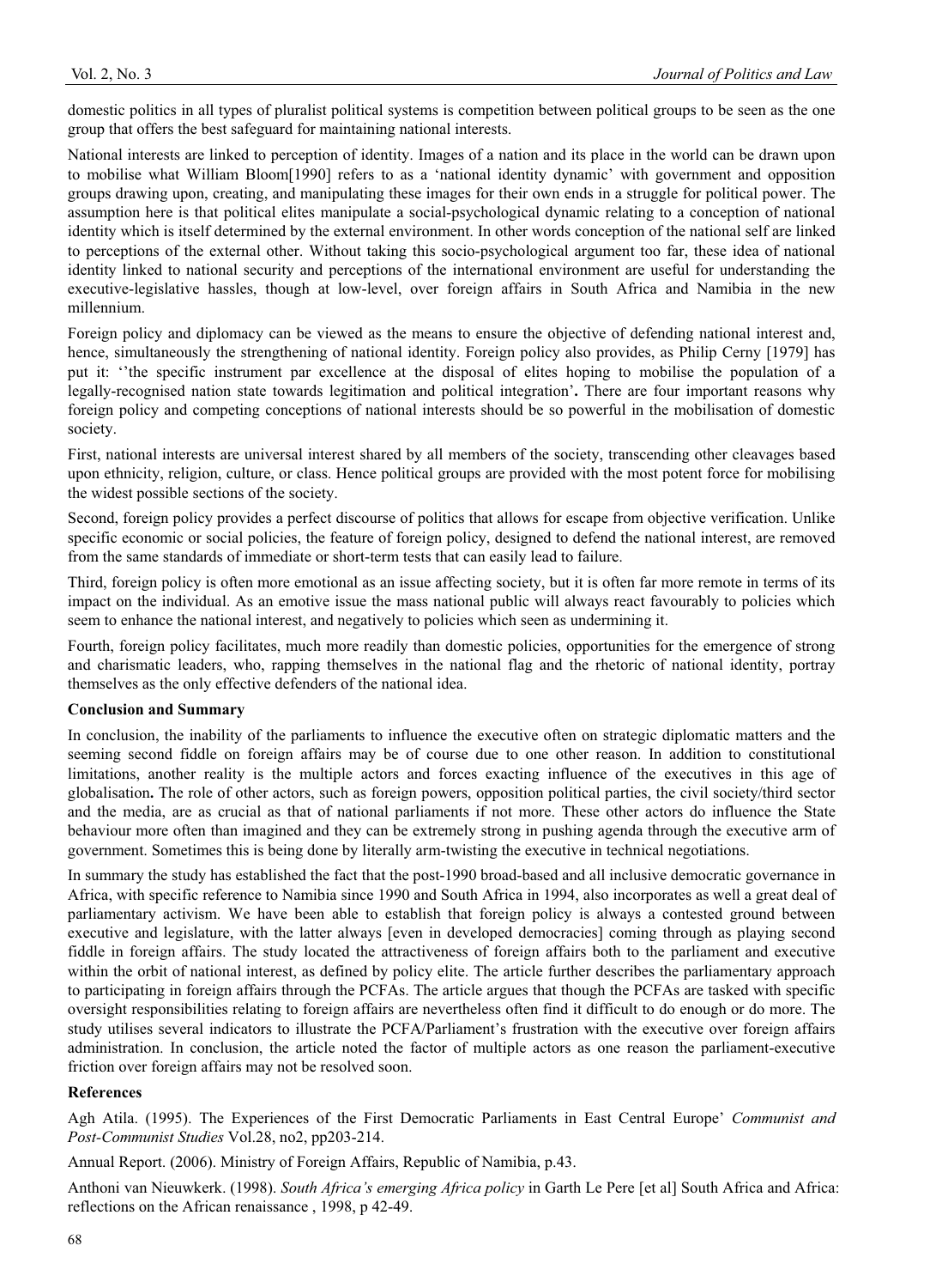domestic politics in all types of pluralist political systems is competition between political groups to be seen as the one group that offers the best safeguard for maintaining national interests.

National interests are linked to perception of identity. Images of a nation and its place in the world can be drawn upon to mobilise what William Bloom[1990] refers to as a 'national identity dynamic' with government and opposition groups drawing upon, creating, and manipulating these images for their own ends in a struggle for political power. The assumption here is that political elites manipulate a social-psychological dynamic relating to a conception of national identity which is itself determined by the external environment. In other words conception of the national self are linked to perceptions of the external other. Without taking this socio-psychological argument too far, these idea of national identity linked to national security and perceptions of the international environment are useful for understanding the executive-legislative hassles, though at low-level, over foreign affairs in South Africa and Namibia in the new millennium.

Foreign policy and diplomacy can be viewed as the means to ensure the objective of defending national interest and, hence, simultaneously the strengthening of national identity. Foreign policy also provides, as Philip Cerny [1979] has put it: ''the specific instrument par excellence at the disposal of elites hoping to mobilise the population of a legally-recognised nation state towards legitimation and political integration'**.** There are four important reasons why foreign policy and competing conceptions of national interests should be so powerful in the mobilisation of domestic society.

First, national interests are universal interest shared by all members of the society, transcending other cleavages based upon ethnicity, religion, culture, or class. Hence political groups are provided with the most potent force for mobilising the widest possible sections of the society.

Second, foreign policy provides a perfect discourse of politics that allows for escape from objective verification. Unlike specific economic or social policies, the feature of foreign policy, designed to defend the national interest, are removed from the same standards of immediate or short-term tests that can easily lead to failure.

Third, foreign policy is often more emotional as an issue affecting society, but it is often far more remote in terms of its impact on the individual. As an emotive issue the mass national public will always react favourably to policies which seem to enhance the national interest, and negatively to policies which seen as undermining it.

Fourth, foreign policy facilitates, much more readily than domestic policies, opportunities for the emergence of strong and charismatic leaders, who, rapping themselves in the national flag and the rhetoric of national identity, portray themselves as the only effective defenders of the national idea.

**Conclusion and Summary**

In conclusion, the inability of the parliaments to influence the executive often on strategic diplomatic matters and the seeming second fiddle on foreign affairs may be of course due to one other reason. In addition to constitutional limitations, another reality is the multiple actors and forces exacting influence of the executives in this age of globalisation**.** The role of other actors, such as foreign powers, opposition political parties, the civil society/third sector and the media, are as crucial as that of national parliaments if not more. These other actors do influence the State behaviour more often than imagined and they can be extremely strong in pushing agenda through the executive arm of government. Sometimes this is being done by literally arm-twisting the executive in technical negotiations.

In summary the study has established the fact that the post-1990 broad-based and all inclusive democratic governance in Africa, with specific reference to Namibia since 1990 and South Africa in 1994, also incorporates as well a great deal of parliamentary activism. We have been able to establish that foreign policy is always a contested ground between executive and legislature, with the latter always [even in developed democracies] coming through as playing second fiddle in foreign affairs. The study located the attractiveness of foreign affairs both to the parliament and executive within the orbit of national interest, as defined by policy elite. The article further describes the parliamentary approach to participating in foreign affairs through the PCFAs. The article argues that though the PCFAs are tasked with specific oversight responsibilities relating to foreign affairs are nevertheless often find it difficult to do enough or do more. The study utilises several indicators to illustrate the PCFA/Parliament's frustration with the executive over foreign affairs administration. In conclusion, the article noted the factor of multiple actors as one reason the parliament-executive friction over foreign affairs may not be resolved soon.

**References**

Agh Atila. (1995). The Experiences of the First Democratic Parliaments in East Central Europe' *Communist and Post-Communist Studies* Vol.28, no2, pp203-214.

Annual Report. (2006). Ministry of Foreign Affairs, Republic of Namibia, p.43.

Anthoni van Nieuwkerk. (1998). *South Africa's emerging Africa policy* in Garth Le Pere [et al] South Africa and Africa: reflections on the African renaissance , 1998, p 42-49.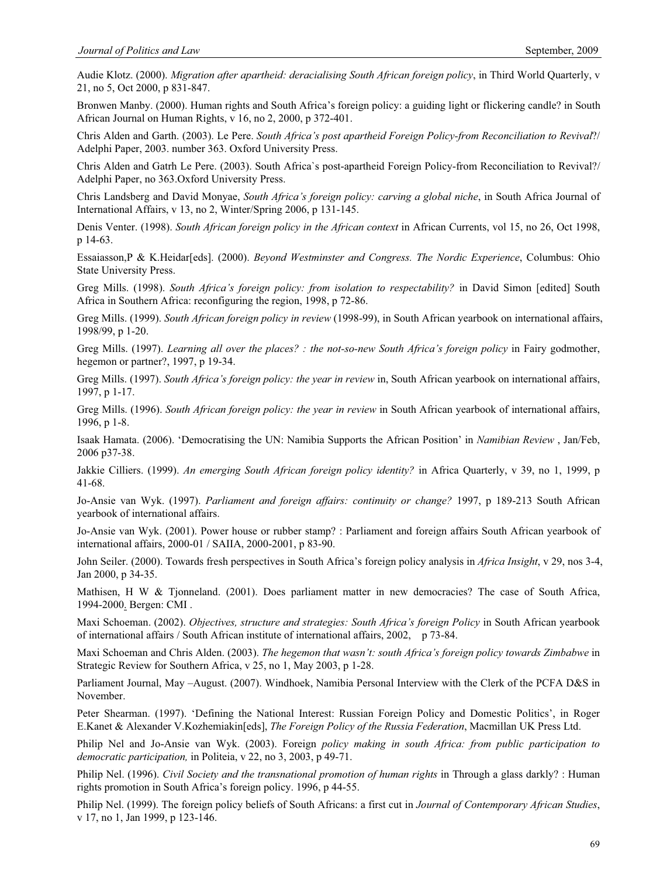Audie Klotz. (2000). *Migration after apartheid: deracialising South African foreign policy*, in Third World Quarterly, v 21, no 5, Oct 2000, p 831-847.

Bronwen Manby. (2000). Human rights and South Africa's foreign policy: a guiding light or flickering candle? in South African Journal on Human Rights, v 16, no 2, 2000, p 372-401.

Chris Alden and Garth. (2003). Le Pere. *South Africa's post apartheid Foreign Policy-from Reconciliation to Revival*?/ Adelphi Paper, 2003. number 363. Oxford University Press.

Chris Alden and Gatrh Le Pere. (2003). South Africa`s post-apartheid Foreign Policy-from Reconciliation to Revival?/ Adelphi Paper, no 363.Oxford University Press.

Chris Landsberg and David Monyae, *South Africa's foreign policy: carving a global niche*, in South Africa Journal of International Affairs, v 13, no 2, Winter/Spring 2006, p 131-145.

Denis Venter. (1998). *South African foreign policy in the African context* in African Currents, vol 15, no 26, Oct 1998, p 14-63.

Essaiasson,P & K.Heidar[eds]. (2000). *Beyond Westminster and Congress. The Nordic Experience*, Columbus: Ohio State University Press.

Greg Mills. (1998). *South Africa's foreign policy: from isolation to respectability?* in David Simon [edited] South Africa in Southern Africa: reconfiguring the region, 1998, p 72-86.

Greg Mills. (1999). *South African foreign policy in review* (1998-99), in South African yearbook on international affairs, 1998/99, p 1-20.

Greg Mills. (1997). *Learning all over the places? : the not-so-new South Africa's foreign policy* in Fairy godmother, hegemon or partner?, 1997, p 19-34.

Greg Mills. (1997). *South Africa's foreign policy: the year in review* in, South African yearbook on international affairs, 1997, p 1-17.

Greg Mills. (1996). *South African foreign policy: the year in review* in South African yearbook of international affairs, 1996, p 1-8.

Isaak Hamata. (2006). 'Democratising the UN: Namibia Supports the African Position' in *Namibian Review* , Jan/Feb, 2006 p37-38.

Jakkie Cilliers. (1999). *An emerging South African foreign policy identity?* in Africa Quarterly, v 39, no 1, 1999, p 41-68.

Jo-Ansie van Wyk. (1997). *Parliament and foreign affairs: continuity or change?* 1997, p 189-213 South African yearbook of international affairs.

Jo-Ansie van Wyk. (2001). Power house or rubber stamp? : Parliament and foreign affairs South African yearbook of international affairs, 2000-01 / SAIIA, 2000-2001, p 83-90.

John Seiler. (2000). Towards fresh perspectives in South Africa's foreign policy analysis in *Africa Insight*, v 29, nos 3-4, Jan 2000, p 34-35.

Mathisen, H W & Tjonneland. (2001). Does parliament matter in new democracies? The case of South Africa, 1994-2000. Bergen: CMI .

Maxi Schoeman. (2002). *Objectives, structure and strategies: South Africa's foreign Policy* in South African yearbook of international affairs / South African institute of international affairs, 2002, p 73-84.

Maxi Schoeman and Chris Alden. (2003). *The hegemon that wasn't: south Africa's foreign policy towards Zimbabwe* in Strategic Review for Southern Africa, v 25, no 1, May 2003, p 1-28.

Parliament Journal, May –August. (2007). Windhoek, Namibia Personal Interview with the Clerk of the PCFA D&S in November.

Peter Shearman. (1997). 'Defining the National Interest: Russian Foreign Policy and Domestic Politics', in Roger E.Kanet & Alexander V.Kozhemiakin[eds], *The Foreign Policy of the Russia Federation*, Macmillan UK Press Ltd.

Philip Nel and Jo-Ansie van Wyk. (2003). Foreign *policy making in south Africa: from public participation to democratic participation,* in Politeia, v 22, no 3, 2003, p 49-71.

Philip Nel. (1996). *Civil Society and the transnational promotion of human rights* in Through a glass darkly? : Human rights promotion in South Africa's foreign policy. 1996, p 44-55.

Philip Nel. (1999). The foreign policy beliefs of South Africans: a first cut in *Journal of Contemporary African Studies*, v 17, no 1, Jan 1999, p 123-146.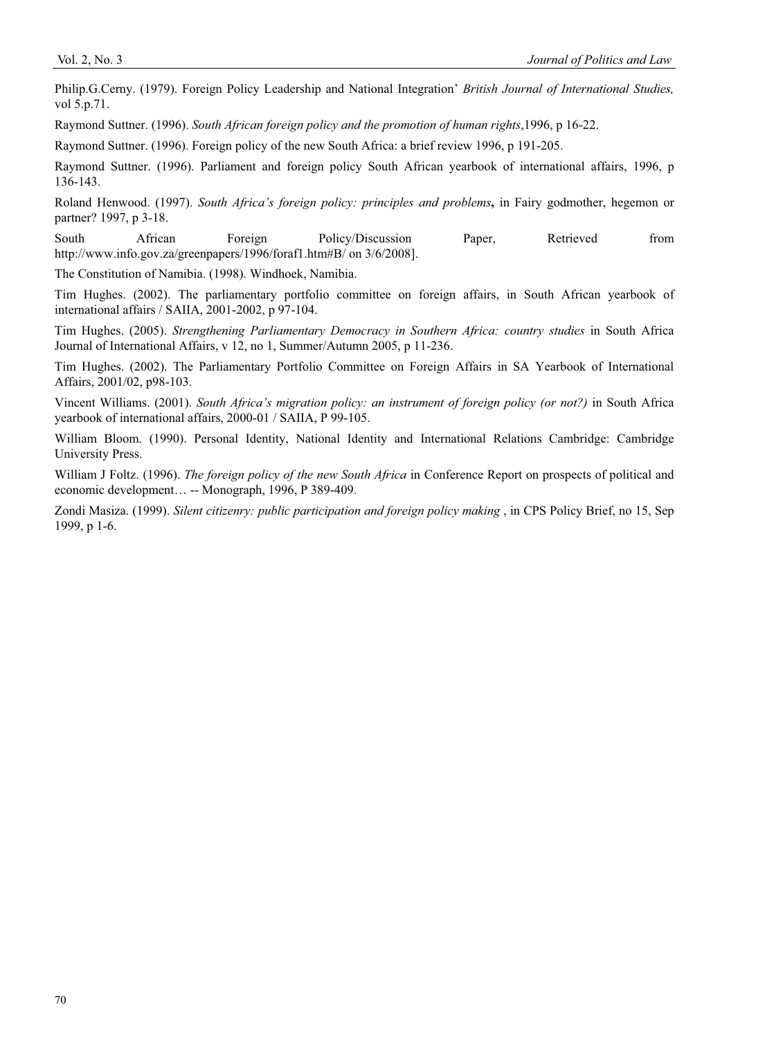Philip.G.Cerny. (1979). Foreign Policy Leadership and National Integration' *British Journal of International Studies,* vol 5.p.71.

Raymond Suttner. (1996). *South African foreign policy and the promotion of human rights*,1996, p 16-22.

Raymond Suttner. (1996). Foreign policy of the new South Africa: a brief review 1996, p 191-205.

Raymond Suttner. (1996). Parliament and foreign policy South African yearbook of international affairs, 1996, p 136-143.

Roland Henwood. (1997). *South Africa's foreign policy: principles and problems***,** in Fairy godmother, hegemon or partner? 1997, p 3-18.

South African Foreign Policy/Discussion Paper, Retrieved from http://www.info.gov.za/greenpapers/1996/foraf1.htm#B/ on 3/6/2008].

The Constitution of Namibia. (1998). Windhoek, Namibia.

Tim Hughes. (2002). The parliamentary portfolio committee on foreign affairs, in South African yearbook of international affairs / SAIIA, 2001-2002, p 97-104.

Tim Hughes. (2005). *Strengthening Parliamentary Democracy in Southern Africa: country studies* in South Africa Journal of International Affairs, v 12, no 1, Summer/Autumn 2005, p 11-236.

Tim Hughes. (2002). The Parliamentary Portfolio Committee on Foreign Affairs in SA Yearbook of International Affairs, 2001/02, p98-103.

Vincent Williams. (2001). *South Africa's migration policy: an instrument of foreign policy (or not?)* in South Africa yearbook of international affairs, 2000-01 / SAIIA, P 99-105.

William Bloom. (1990). Personal Identity, National Identity and International Relations Cambridge: Cambridge University Press.

William J Foltz. (1996). *The foreign policy of the new South Africa* in Conference Report on prospects of political and economic development… -- Monograph, 1996, P 389-409.

Zondi Masiza. (1999). *Silent citizenry: public participation and foreign policy making* , in CPS Policy Brief, no 15, Sep 1999, p 1-6.